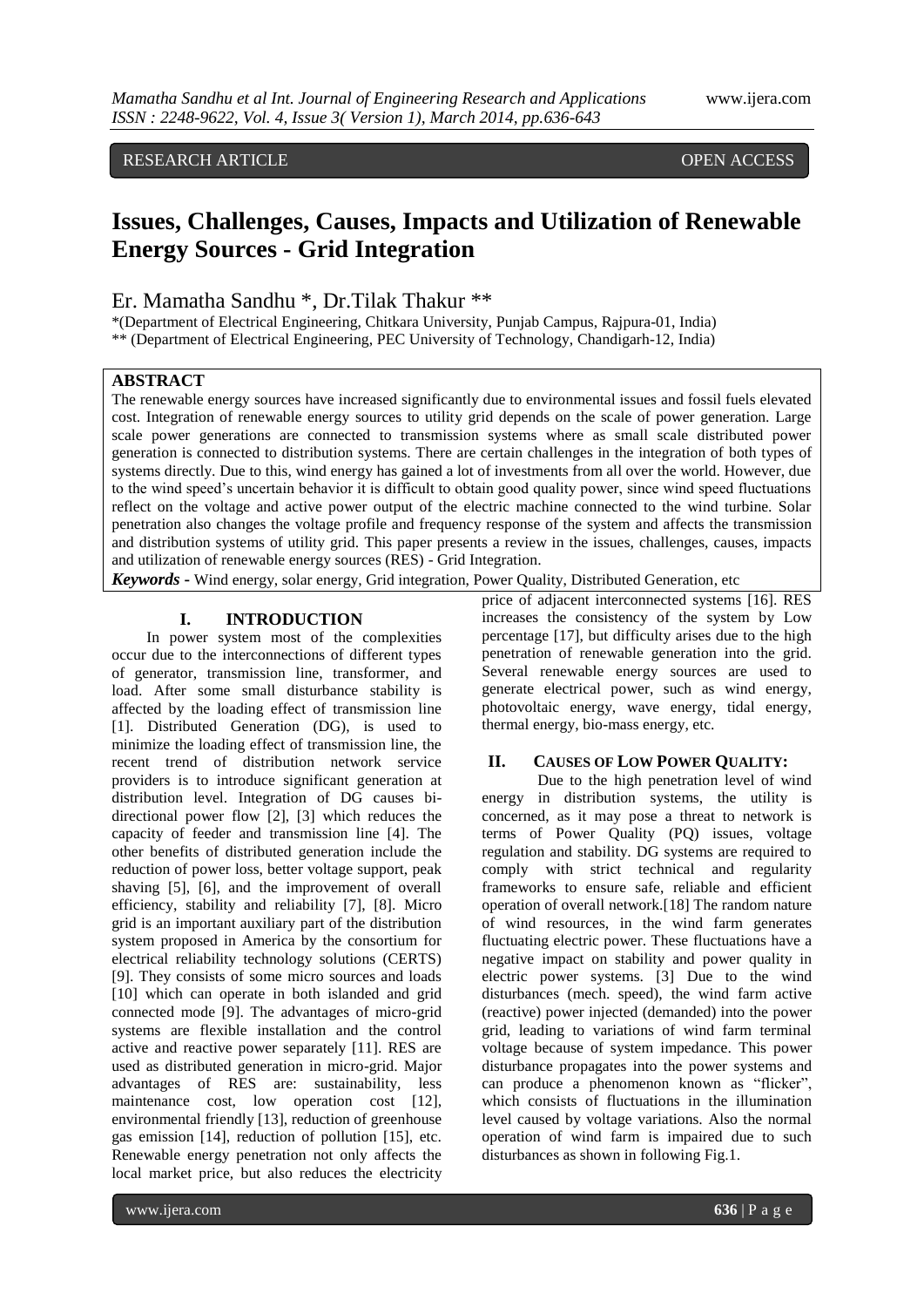RESEARCH ARTICLE OPEN ACCESS

# Issues, Challenges, Causes, Impacts and Utilization of Renewable Energy Sources - Grid Integration

Er. Mamatha Sandhu *, Dr.Tilak Thakur **

*(Department of Electrical Engineering, Chitkara University, Punjab Campus, Rajpura-01, India)
** (Department of Electrical Engineering, PEC University of Technology, Chandigarh-12, India)

## ABSTRACT

The renewable energy sources have increased significantly due to environmental issues and fossil fuels elevated cost. Integration of renewable energy sources to utility grid depends on the scale of power generation. Large scale power generations are connected to transmission systems where as small scale distributed power generation is connected to distribution systems. There are certain challenges in the integration of both types of systems directly. Due to this, wind energy has gained a lot of investments from all over the world. However, due to the wind speed's uncertain behavior it is difficult to obtain good quality power, since wind speed fluctuations reflect on the voltage and active power output of the electric machine connected to the wind turbine. Solar penetration also changes the voltage profile and frequency response of the system and affects the transmission and distribution systems of utility grid. This paper presents a review in the issues, challenges, causes, impacts and utilization of renewable energy sources (RES) - Grid Integration.

***Keywords*** **-** Wind energy, solar energy, Grid integration, Power Quality, Distributed Generation, etc

## I. INTRODUCTION

In power system most of the complexities occur due to the interconnections of different types of generator, transmission line, transformer, and load. After some small disturbance stability is affected by the loading effect of transmission line [1]. Distributed Generation (DG), is used to minimize the loading effect of transmission line, the recent trend of distribution network service providers is to introduce significant generation at distribution level. Integration of DG causes bi-directional power flow [2], [3] which reduces the capacity of feeder and transmission line [4]. The other benefits of distributed generation include the reduction of power loss, better voltage support, peak shaving [5], [6], and the improvement of overall efficiency, stability and reliability [7], [8]. Micro grid is an important auxiliary part of the distribution system proposed in America by the consortium for electrical reliability technology solutions (CERTS) [9]. They consists of some micro sources and loads [10] which can operate in both islanded and grid connected mode [9]. The advantages of micro-grid systems are flexible installation and the control active and reactive power separately [11]. RES are used as distributed generation in micro-grid. Major advantages of RES are: sustainability, less maintenance cost, low operation cost [12], environmental friendly [13], reduction of greenhouse gas emission [14], reduction of pollution [15], etc. Renewable energy penetration not only affects the local market price, but also reduces the electricity price of adjacent interconnected systems [16]. RES increases the consistency of the system by Low percentage [17], but difficulty arises due to the high penetration of renewable generation into the grid. Several renewable energy sources are used to generate electrical power, such as wind energy, photovoltaic energy, wave energy, tidal energy, thermal energy, bio-mass energy, etc.

## II. CAUSES OF LOW POWER QUALITY:

Due to the high penetration level of wind energy in distribution systems, the utility is concerned, as it may pose a threat to network is terms of Power Quality (PQ) issues, voltage regulation and stability. DG systems are required to comply with strict technical and regularity frameworks to ensure safe, reliable and efficient operation of overall network.[18] The random nature of wind resources, in the wind farm generates fluctuating electric power. These fluctuations have a negative impact on stability and power quality in electric power systems. [3] Due to the wind disturbances (mech. speed), the wind farm active (reactive) power injected (demanded) into the power grid, leading to variations of wind farm terminal voltage because of system impedance. This power disturbance propagates into the power systems and can produce a phenomenon known as "flicker", which consists of fluctuations in the illumination level caused by voltage variations. Also the normal operation of wind farm is impaired due to such disturbances as shown in following Fig.1.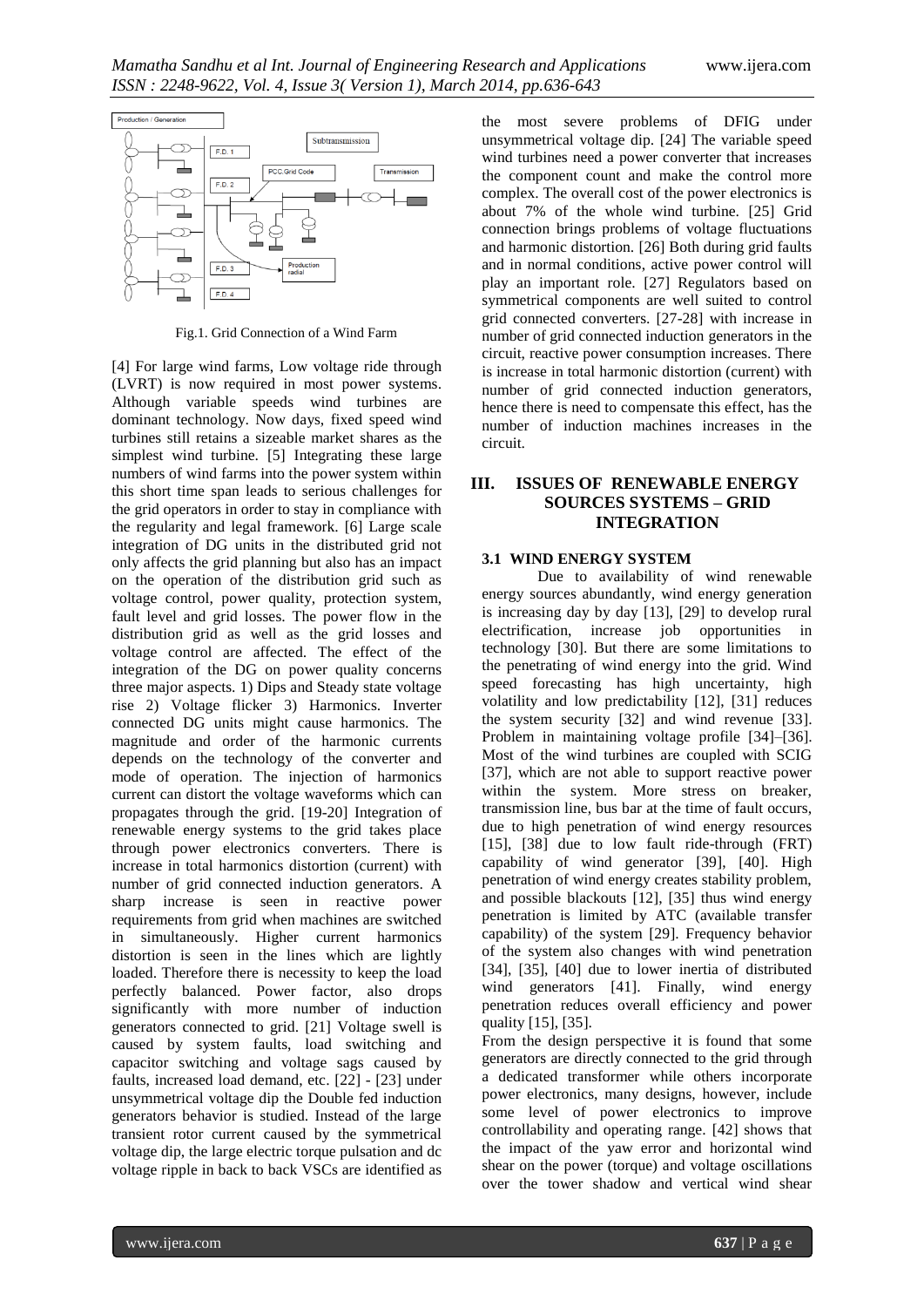Fig.1. Grid Connection of a Wind Farm

[4] For large wind farms, Low voltage ride through (LVRT) is now required in most power systems. Although variable speeds wind turbines are dominant technology. Now days, fixed speed wind turbines still retains a sizeable market shares as the simplest wind turbine. [5] Integrating these large numbers of wind farms into the power system within this short time span leads to serious challenges for the grid operators in order to stay in compliance with the regularity and legal framework. [6] Large scale integration of DG units in the distributed grid not only affects the grid planning but also has an impact on the operation of the distribution grid such as voltage control, power quality, protection system, fault level and grid losses. The power flow in the distribution grid as well as the grid losses and voltage control are affected. The effect of the integration of the DG on power quality concerns three major aspects. 1) Dips and Steady state voltage rise 2) Voltage flicker 3) Harmonics. Inverter connected DG units might cause harmonics. The magnitude and order of the harmonic currents depends on the technology of the converter and mode of operation. The injection of harmonics current can distort the voltage waveforms which can propagates through the grid. [19-20] Integration of renewable energy systems to the grid takes place through power electronics converters. There is increase in total harmonics distortion (current) with number of grid connected induction generators. A sharp increase is seen in reactive power requirements from grid when machines are switched in simultaneously. Higher current harmonics distortion is seen in the lines which are lightly loaded. Therefore there is necessity to keep the load perfectly balanced. Power factor, also drops significantly with more number of induction generators connected to grid. [21] Voltage swell is caused by system faults, load switching and capacitor switching and voltage sags caused by faults, increased load demand, etc. [22] - [23] under unsymmetrical voltage dip the Double fed induction generators behavior is studied. Instead of the large transient rotor current caused by the symmetrical voltage dip, the large electric torque pulsation and dc voltage ripple in back to back VSCs are identified as the most severe problems of DFIG under unsymmetrical voltage dip. [24] The variable speed wind turbines need a power converter that increases the component count and make the control more complex. The overall cost of the power electronics is about 7% of the whole wind turbine. [25] Grid connection brings problems of voltage fluctuations and harmonic distortion. [26] Both during grid faults and in normal conditions, active power control will play an important role. [27] Regulators based on symmetrical components are well suited to control grid connected converters. [27-28] with increase in number of grid connected induction generators in the circuit, reactive power consumption increases. There is increase in total harmonic distortion (current) with number of grid connected induction generators, hence there is need to compensate this effect, has the number of induction machines increases in the circuit.

## III. ISSUES OF RENEWABLE ENERGY SOURCES SYSTEMS – GRID INTEGRATION

### 3.1 WIND ENERGY SYSTEM

Due to availability of wind renewable energy sources abundantly, wind energy generation is increasing day by day [13], [29] to develop rural electrification, increase job opportunities in technology [30]. But there are some limitations to the penetrating of wind energy into the grid. Wind speed forecasting has high uncertainty, high volatility and low predictability [12], [31] reduces the system security [32] and wind revenue [33]. Problem in maintaining voltage profile [34]–[36]. Most of the wind turbines are coupled with SCIG [37], which are not able to support reactive power within the system. More stress on breaker, transmission line, bus bar at the time of fault occurs, due to high penetration of wind energy resources [15], [38] due to low fault ride-through (FRT) capability of wind generator [39], [40]. High penetration of wind energy creates stability problem, and possible blackouts [12], [35] thus wind energy penetration is limited by ATC (available transfer capability) of the system [29]. Frequency behavior of the system also changes with wind penetration [34], [35], [40] due to lower inertia of distributed wind generators [41]. Finally, wind energy penetration reduces overall efficiency and power quality [15], [35].

From the design perspective it is found that some generators are directly connected to the grid through a dedicated transformer while others incorporate power electronics, many designs, however, include some level of power electronics to improve controllability and operating range. [42] shows that the impact of the yaw error and horizontal wind shear on the power (torque) and voltage oscillations over the tower shadow and vertical wind shear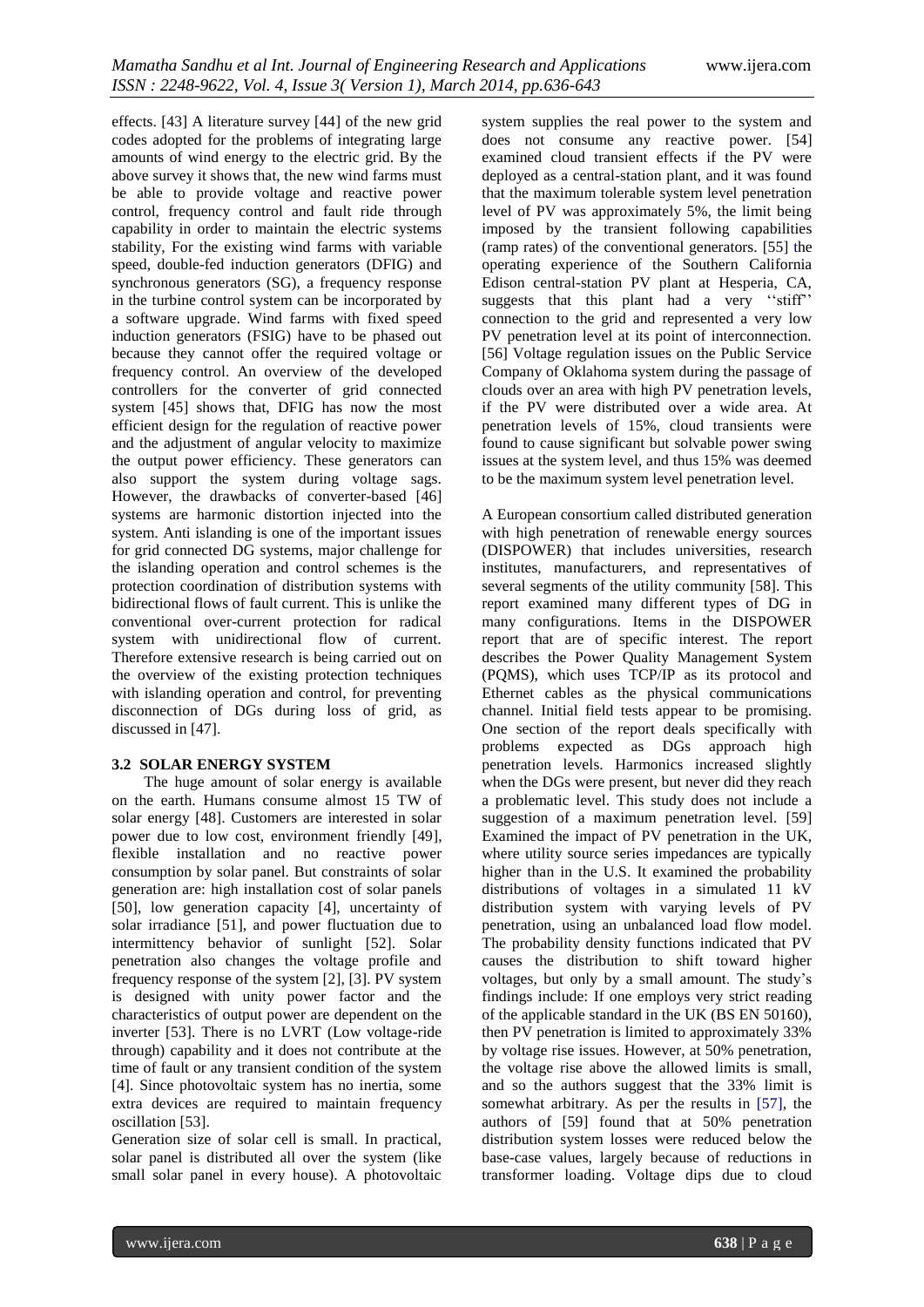effects. [43] A literature survey [44] of the new grid codes adopted for the problems of integrating large amounts of wind energy to the electric grid. By the above survey it shows that, the new wind farms must be able to provide voltage and reactive power control, frequency control and fault ride through capability in order to maintain the electric systems stability, For the existing wind farms with variable speed, double-fed induction generators (DFIG) and synchronous generators (SG), a frequency response in the turbine control system can be incorporated by a software upgrade. Wind farms with fixed speed induction generators (FSIG) have to be phased out because they cannot offer the required voltage or frequency control. An overview of the developed controllers for the converter of grid connected system [45] shows that, DFIG has now the most efficient design for the regulation of reactive power and the adjustment of angular velocity to maximize the output power efficiency. These generators can also support the system during voltage sags. However, the drawbacks of converter-based [46] systems are harmonic distortion injected into the system. Anti islanding is one of the important issues for grid connected DG systems, major challenge for the islanding operation and control schemes is the protection coordination of distribution systems with bidirectional flows of fault current. This is unlike the conventional over-current protection for radical system with unidirectional flow of current. Therefore extensive research is being carried out on the overview of the existing protection techniques with islanding operation and control, for preventing disconnection of DGs during loss of grid, as discussed in [47].

### 3.2 SOLAR ENERGY SYSTEM

The huge amount of solar energy is available on the earth. Humans consume almost 15 TW of solar energy [48]. Customers are interested in solar power due to low cost, environment friendly [49], flexible installation and no reactive power consumption by solar panel. But constraints of solar generation are: high installation cost of solar panels [50], low generation capacity [4], uncertainty of solar irradiance [51], and power fluctuation due to intermittency behavior of sunlight [52]. Solar penetration also changes the voltage profile and frequency response of the system [2], [3]. PV system is designed with unity power factor and the characteristics of output power are dependent on the inverter [53]. There is no LVRT (Low voltage-ride through) capability and it does not contribute at the time of fault or any transient condition of the system [4]. Since photovoltaic system has no inertia, some extra devices are required to maintain frequency oscillation [53].

Generation size of solar cell is small. In practical, solar panel is distributed all over the system (like small solar panel in every house). A photovoltaic system supplies the real power to the system and does not consume any reactive power. [54] examined cloud transient effects if the PV were deployed as a central-station plant, and it was found that the maximum tolerable system level penetration level of PV was approximately 5%, the limit being imposed by the transient following capabilities (ramp rates) of the conventional generators. [55] the operating experience of the Southern California Edison central-station PV plant at Hesperia, CA, suggests that this plant had a very ''stiff'' connection to the grid and represented a very low PV penetration level at its point of interconnection. [56] Voltage regulation issues on the Public Service Company of Oklahoma system during the passage of clouds over an area with high PV penetration levels, if the PV were distributed over a wide area. At penetration levels of 15%, cloud transients were found to cause significant but solvable power swing issues at the system level, and thus 15% was deemed to be the maximum system level penetration level.

A European consortium called distributed generation with high penetration of renewable energy sources (DISPOWER) that includes universities, research institutes, manufacturers, and representatives of several segments of the utility community [58]. This report examined many different types of DG in many configurations. Items in the DISPOWER report that are of specific interest. The report describes the Power Quality Management System (PQMS), which uses TCP/IP as its protocol and Ethernet cables as the physical communications channel. Initial field tests appear to be promising. One section of the report deals specifically with problems expected as DGs approach high penetration levels. Harmonics increased slightly when the DGs were present, but never did they reach a problematic level. This study does not include a suggestion of a maximum penetration level. [59] Examined the impact of PV penetration in the UK, where utility source series impedances are typically higher than in the U.S. It examined the probability distributions of voltages in a simulated 11 kV distribution system with varying levels of PV penetration, using an unbalanced load flow model. The probability density functions indicated that PV causes the distribution to shift toward higher voltages, but only by a small amount. The study's findings include: If one employs very strict reading of the applicable standard in the UK (BS EN 50160), then PV penetration is limited to approximately 33% by voltage rise issues. However, at 50% penetration, the voltage rise above the allowed limits is small, and so the authors suggest that the 33% limit is somewhat arbitrary. As per the results in [57], the authors of [59] found that at 50% penetration distribution system losses were reduced below the base-case values, largely because of reductions in transformer loading. Voltage dips due to cloud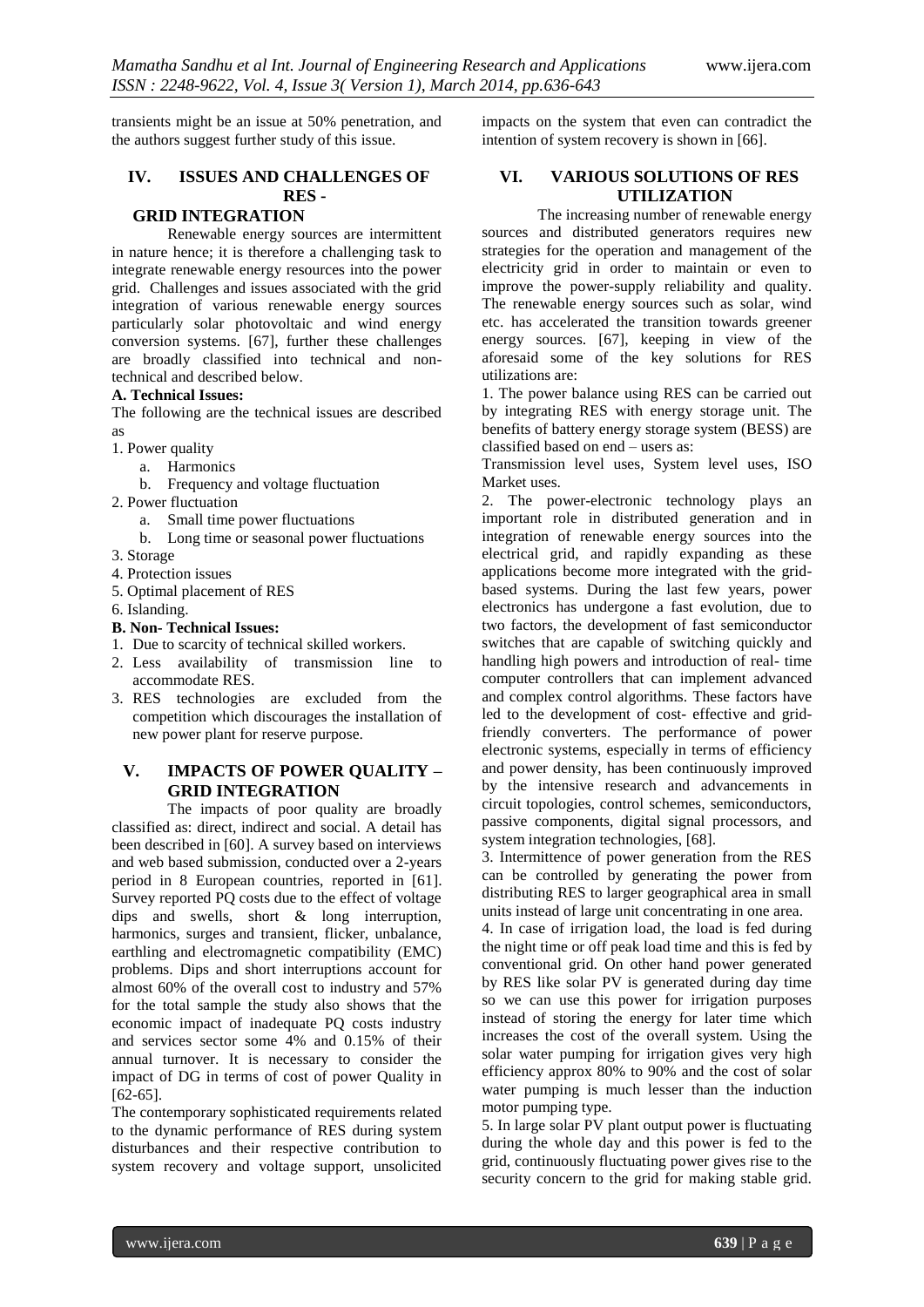transients might be an issue at 50% penetration, and the authors suggest further study of this issue.

## IV. ISSUES AND CHALLENGES OF RES - GRID INTEGRATION

Renewable energy sources are intermittent in nature hence; it is therefore a challenging task to integrate renewable energy resources into the power grid. Challenges and issues associated with the grid integration of various renewable energy sources particularly solar photovoltaic and wind energy conversion systems. [67], further these challenges are broadly classified into technical and non-technical and described below.

**A. Technical Issues:**

The following are the technical issues are described as

1. Power quality
   a. Harmonics
   b. Frequency and voltage fluctuation
2. Power fluctuation
   a. Small time power fluctuations
   b. Long time or seasonal power fluctuations
3. Storage
4. Protection issues
5. Optimal placement of RES
6. Islanding.

**B. Non- Technical Issues:**

1. Due to scarcity of technical skilled workers.
2. Less availability of transmission line to accommodate RES.
3. RES technologies are excluded from the competition which discourages the installation of new power plant for reserve purpose.

## V. IMPACTS OF POWER QUALITY – GRID INTEGRATION

The impacts of poor quality are broadly classified as: direct, indirect and social. A detail has been described in [60]. A survey based on interviews and web based submission, conducted over a 2-years period in 8 European countries, reported in [61]. Survey reported PQ costs due to the effect of voltage dips and swells, short & long interruption, harmonics, surges and transient, flicker, unbalance, earthling and electromagnetic compatibility (EMC) problems. Dips and short interruptions account for almost 60% of the overall cost to industry and 57% for the total sample the study also shows that the economic impact of inadequate PQ costs industry and services sector some 4% and 0.15% of their annual turnover. It is necessary to consider the impact of DG in terms of cost of power Quality in [62-65].

The contemporary sophisticated requirements related to the dynamic performance of RES during system disturbances and their respective contribution to system recovery and voltage support, unsolicited impacts on the system that even can contradict the intention of system recovery is shown in [66].

## VI. VARIOUS SOLUTIONS OF RES UTILIZATION

The increasing number of renewable energy sources and distributed generators requires new strategies for the operation and management of the electricity grid in order to maintain or even to improve the power-supply reliability and quality. The renewable energy sources such as solar, wind etc. has accelerated the transition towards greener energy sources. [67], keeping in view of the aforesaid some of the key solutions for RES utilizations are:

1. The power balance using RES can be carried out by integrating RES with energy storage unit. The benefits of battery energy storage system (BESS) are classified based on end – users as:
Transmission level uses, System level uses, ISO Market uses.

2. The power-electronic technology plays an important role in distributed generation and in integration of renewable energy sources into the electrical grid, and rapidly expanding as these applications become more integrated with the grid-based systems. During the last few years, power electronics has undergone a fast evolution, due to two factors, the development of fast semiconductor switches that are capable of switching quickly and handling high powers and introduction of real- time computer controllers that can implement advanced and complex control algorithms. These factors have led to the development of cost- effective and grid-friendly converters. The performance of power electronic systems, especially in terms of efficiency and power density, has been continuously improved by the intensive research and advancements in circuit topologies, control schemes, semiconductors, passive components, digital signal processors, and system integration technologies, [68].

3. Intermittence of power generation from the RES can be controlled by generating the power from distributing RES to larger geographical area in small units instead of large unit concentrating in one area.

4. In case of irrigation load, the load is fed during the night time or off peak load time and this is fed by conventional grid. On other hand power generated by RES like solar PV is generated during day time so we can use this power for irrigation purposes instead of storing the energy for later time which increases the cost of the overall system. Using the solar water pumping for irrigation gives very high efficiency approx 80% to 90% and the cost of solar water pumping is much lesser than the induction motor pumping type.

5. In large solar PV plant output power is fluctuating during the whole day and this power is fed to the grid, continuously fluctuating power gives rise to the security concern to the grid for making stable grid.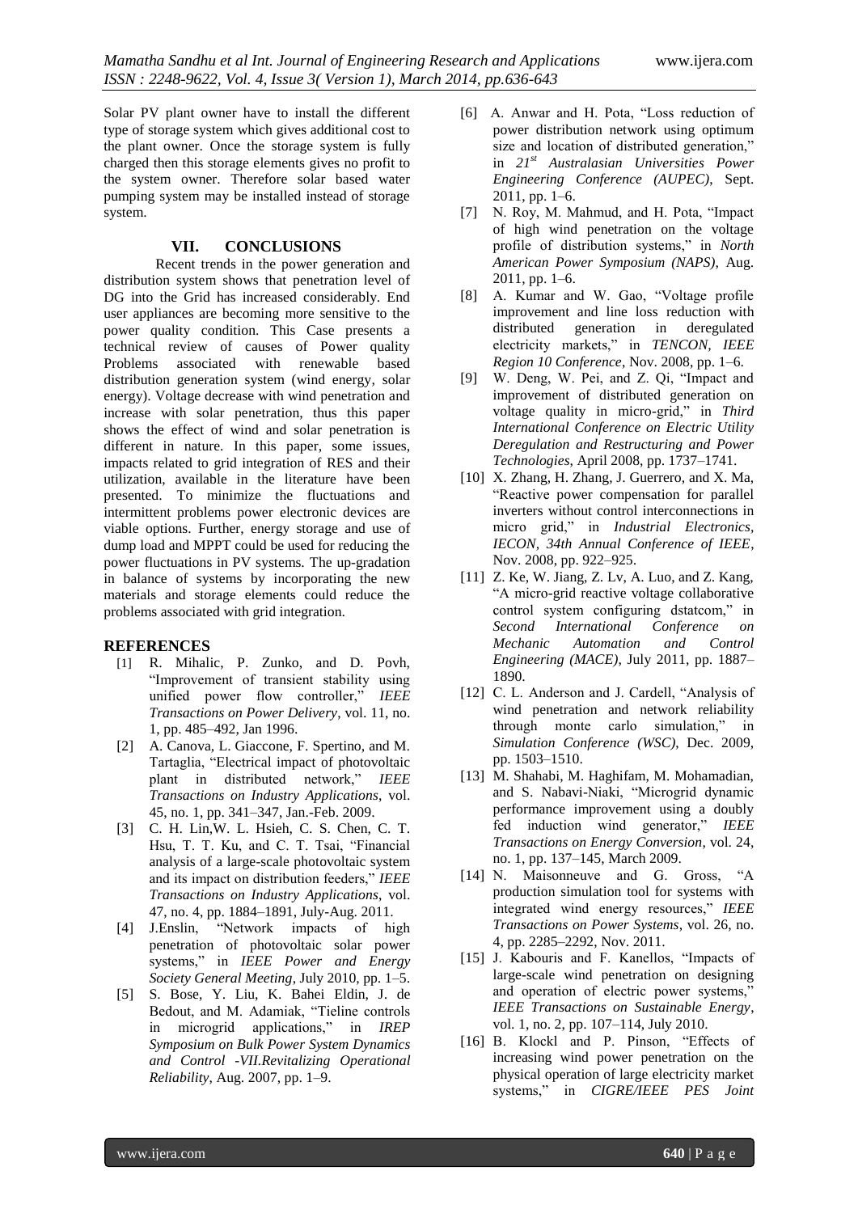Solar PV plant owner have to install the different type of storage system which gives additional cost to the plant owner. Once the storage system is fully charged then this storage elements gives no profit to the system owner. Therefore solar based water pumping system may be installed instead of storage system.

## VII. CONCLUSIONS

Recent trends in the power generation and distribution system shows that penetration level of DG into the Grid has increased considerably. End user appliances are becoming more sensitive to the power quality condition. This Case presents a technical review of causes of Power quality Problems associated with renewable based distribution generation system (wind energy, solar energy). Voltage decrease with wind penetration and increase with solar penetration, thus this paper shows the effect of wind and solar penetration is different in nature. In this paper, some issues, impacts related to grid integration of RES and their utilization, available in the literature have been presented. To minimize the fluctuations and intermittent problems power electronic devices are viable options. Further, energy storage and use of dump load and MPPT could be used for reducing the power fluctuations in PV systems. The up-gradation in balance of systems by incorporating the new materials and storage elements could reduce the problems associated with grid integration.

## REFERENCES

[1] R. Mihalic, P. Zunko, and D. Povh, "Improvement of transient stability using unified power flow controller," *IEEE Transactions on Power Delivery*, vol. 11, no. 1, pp. 485–492, Jan 1996.

[2] A. Canova, L. Giaccone, F. Spertino, and M. Tartaglia, "Electrical impact of photovoltaic plant in distributed network," *IEEE Transactions on Industry Applications*, vol. 45, no. 1, pp. 341–347, Jan.-Feb. 2009.

[3] C. H. Lin,W. L. Hsieh, C. S. Chen, C. T. Hsu, T. T. Ku, and C. T. Tsai, "Financial analysis of a large-scale photovoltaic system and its impact on distribution feeders," *IEEE Transactions on Industry Applications*, vol. 47, no. 4, pp. 1884–1891, July-Aug. 2011.

[4] J.Enslin, "Network impacts of high penetration of photovoltaic solar power systems," in *IEEE Power and Energy Society General Meeting*, July 2010, pp. 1–5.

[5] S. Bose, Y. Liu, K. Bahei Eldin, J. de Bedout, and M. Adamiak, "Tieline controls in microgrid applications," in *IREP Symposium on Bulk Power System Dynamics and Control -VII.Revitalizing Operational Reliability*, Aug. 2007, pp. 1–9.

[6] A. Anwar and H. Pota, "Loss reduction of power distribution network using optimum size and location of distributed generation," in *21st Australasian Universities Power Engineering Conference (AUPEC)*, Sept. 2011, pp. 1–6.

[7] N. Roy, M. Mahmud, and H. Pota, "Impact of high wind penetration on the voltage profile of distribution systems," in *North American Power Symposium (NAPS)*, Aug. 2011, pp. 1–6.

[8] A. Kumar and W. Gao, "Voltage profile improvement and line loss reduction with distributed generation in deregulated electricity markets," in *TENCON, IEEE Region 10 Conference*, Nov. 2008, pp. 1–6.

[9] W. Deng, W. Pei, and Z. Qi, "Impact and improvement of distributed generation on voltage quality in micro-grid," in *Third International Conference on Electric Utility Deregulation and Restructuring and Power Technologies*, April 2008, pp. 1737–1741.

[10] X. Zhang, H. Zhang, J. Guerrero, and X. Ma, "Reactive power compensation for parallel inverters without control interconnections in micro grid," in *Industrial Electronics, IECON, 34th Annual Conference of IEEE*, Nov. 2008, pp. 922–925.

[11] Z. Ke, W. Jiang, Z. Lv, A. Luo, and Z. Kang, "A micro-grid reactive voltage collaborative control system configuring dstatcom," in *Second International Conference on Mechanic Automation and Control Engineering (MACE)*, July 2011, pp. 1887–1890.

[12] C. L. Anderson and J. Cardell, "Analysis of wind penetration and network reliability through monte carlo simulation," in *Simulation Conference (WSC)*, Dec. 2009, pp. 1503–1510.

[13] M. Shahabi, M. Haghifam, M. Mohamadian, and S. Nabavi-Niaki, "Microgrid dynamic performance improvement using a doubly fed induction wind generator," *IEEE Transactions on Energy Conversion*, vol. 24, no. 1, pp. 137–145, March 2009.

[14] N. Maisonneuve and G. Gross, "A production simulation tool for systems with integrated wind energy resources," *IEEE Transactions on Power Systems*, vol. 26, no. 4, pp. 2285–2292, Nov. 2011.

[15] J. Kabouris and F. Kanellos, "Impacts of large-scale wind penetration on designing and operation of electric power systems," *IEEE Transactions on Sustainable Energy*, vol. 1, no. 2, pp. 107–114, July 2010.

[16] B. Klockl and P. Pinson, "Effects of increasing wind power penetration on the physical operation of large electricity market systems," in *CIGRE/IEEE PES Joint*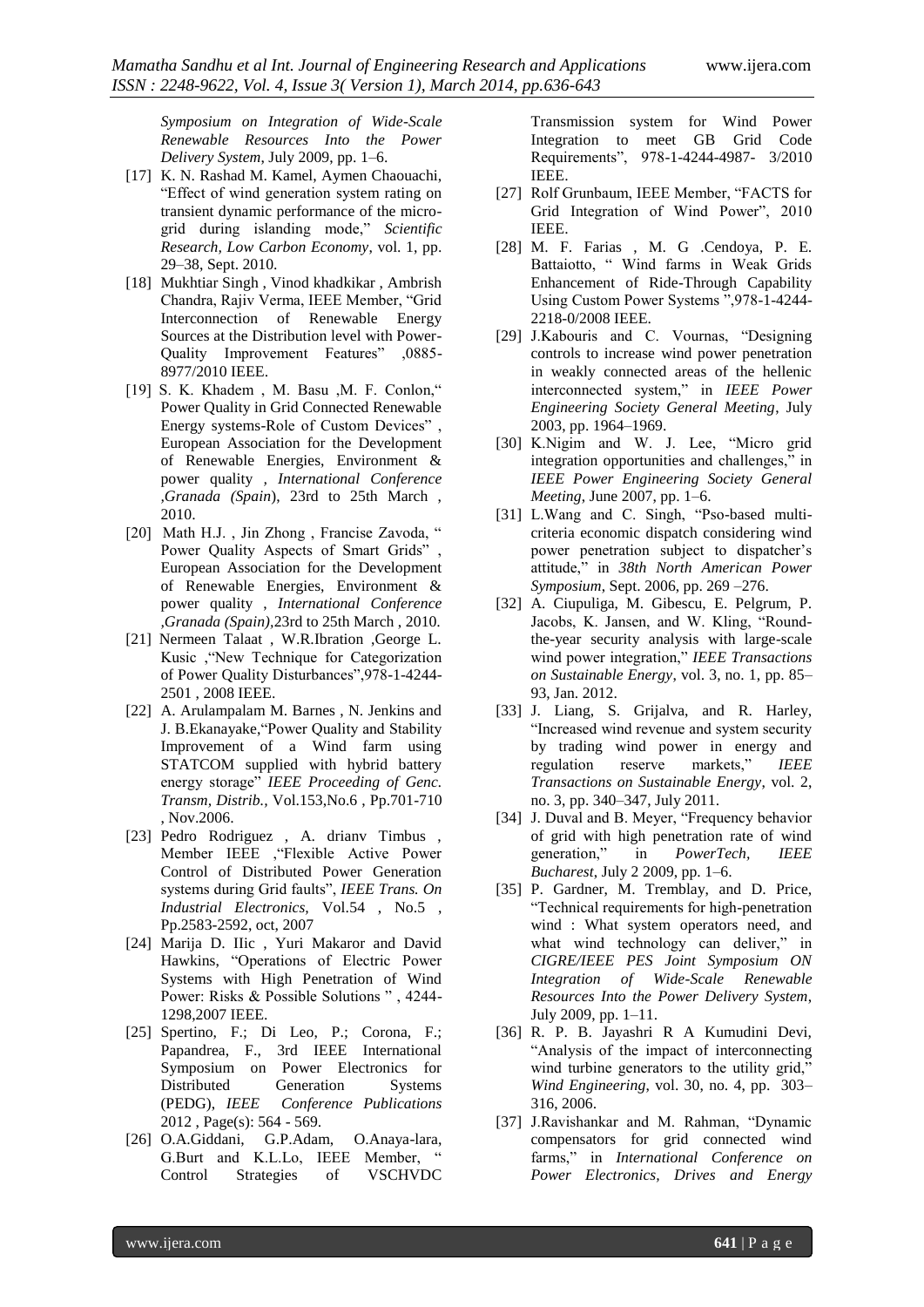*Symposium on Integration of Wide-Scale Renewable Resources Into the Power Delivery System*, July 2009, pp. 1–6.

[17] K. N. Rashad M. Kamel, Aymen Chaouachi, "Effect of wind generation system rating on transient dynamic performance of the micro-grid during islanding mode," *Scientific Research, Low Carbon Economy*, vol. 1, pp. 29–38, Sept. 2010.

[18] Mukhtiar Singh , Vinod khadkikar , Ambrish Chandra, Rajiv Verma, IEEE Member, "Grid Interconnection of Renewable Energy Sources at the Distribution level with Power-Quality Improvement Features" ,0885-8977/2010 IEEE.

[19] S. K. Khadem , M. Basu ,M. F. Conlon," Power Quality in Grid Connected Renewable Energy systems-Role of Custom Devices" , European Association for the Development of Renewable Energies, Environment & power quality , *International Conference ,Granada (Spain*), 23rd to 25th March , 2010.

[20] Math H.J. , Jin Zhong , Francise Zavoda, " Power Quality Aspects of Smart Grids" , European Association for the Development of Renewable Energies, Environment & power quality , *International Conference ,Granada (Spain)*,23rd to 25th March , 2010.

[21] Nermeen Talaat , W.R.Ibration ,George L. Kusic ,"New Technique for Categorization of Power Quality Disturbances",978-1-4244-2501 , 2008 IEEE.

[22] A. Arulampalam M. Barnes , N. Jenkins and J. B.Ekanayake,"Power Quality and Stability Improvement of a Wind farm using STATCOM supplied with hybrid battery energy storage" *IEEE Proceeding of Genc. Transm, Distrib.*, Vol.153,No.6 , Pp.701-710 , Nov.2006.

[23] Pedro Rodriguez , A. drianv Timbus , Member IEEE ,"Flexible Active Power Control of Distributed Power Generation systems during Grid faults", *IEEE Trans. On Industrial Electronics*, Vol.54 , No.5 , Pp.2583-2592, oct, 2007

[24] Marija D. IIic , Yuri Makaror and David Hawkins, "Operations of Electric Power Systems with High Penetration of Wind Power: Risks & Possible Solutions " , 4244-1298,2007 IEEE.

[25] Spertino, F.; Di Leo, P.; Corona, F.; Papandrea, F., 3rd IEEE International Symposium on Power Electronics for Distributed Generation Systems (PEDG), *IEEE Conference Publications* 2012 , Page(s): 564 - 569.

[26] O.A.Giddani, G.P.Adam, O.Anaya-lara, G.Burt and K.L.Lo, IEEE Member, " Control Strategies of VSCHVDC Transmission system for Wind Power Integration to meet GB Grid Code Requirements", 978-1-4244-4987- 3/2010 IEEE.

[27] Rolf Grunbaum, IEEE Member, "FACTS for Grid Integration of Wind Power", 2010 IEEE.

[28] M. F. Farias , M. G .Cendoya, P. E. Battaiotto, " Wind farms in Weak Grids Enhancement of Ride-Through Capability Using Custom Power Systems ",978-1-4244-2218-0/2008 IEEE.

[29] J.Kabouris and C. Vournas, "Designing controls to increase wind power penetration in weakly connected areas of the hellenic interconnected system," in *IEEE Power Engineering Society General Meeting*, July 2003, pp. 1964–1969.

[30] K.Nigim and W. J. Lee, "Micro grid integration opportunities and challenges," in *IEEE Power Engineering Society General Meeting*, June 2007, pp. 1–6.

[31] L.Wang and C. Singh, "Pso-based multi-criteria economic dispatch considering wind power penetration subject to dispatcher's attitude," in *38th North American Power Symposium*, Sept. 2006, pp. 269 –276.

[32] A. Ciupuliga, M. Gibescu, E. Pelgrum, P. Jacobs, K. Jansen, and W. Kling, "Round-the-year security analysis with large-scale wind power integration," *IEEE Transactions on Sustainable Energy*, vol. 3, no. 1, pp. 85–93, Jan. 2012.

[33] J. Liang, S. Grijalva, and R. Harley, "Increased wind revenue and system security by trading wind power in energy and regulation reserve markets," *IEEE Transactions on Sustainable Energy*, vol. 2, no. 3, pp. 340–347, July 2011.

[34] J. Duval and B. Meyer, "Frequency behavior of grid with high penetration rate of wind generation," in *PowerTech, IEEE Bucharest*, July 2 2009, pp. 1–6.

[35] P. Gardner, M. Tremblay, and D. Price, "Technical requirements for high-penetration wind : What system operators need, and what wind technology can deliver," in *CIGRE/IEEE PES Joint Symposium ON Integration of Wide-Scale Renewable Resources Into the Power Delivery System*, July 2009, pp. 1–11.

[36] R. P. B. Jayashri R A Kumudini Devi, "Analysis of the impact of interconnecting wind turbine generators to the utility grid," *Wind Engineering*, vol. 30, no. 4, pp. 303–316, 2006.

[37] J.Ravishankar and M. Rahman, "Dynamic compensators for grid connected wind farms," in *International Conference on Power Electronics, Drives and Energy*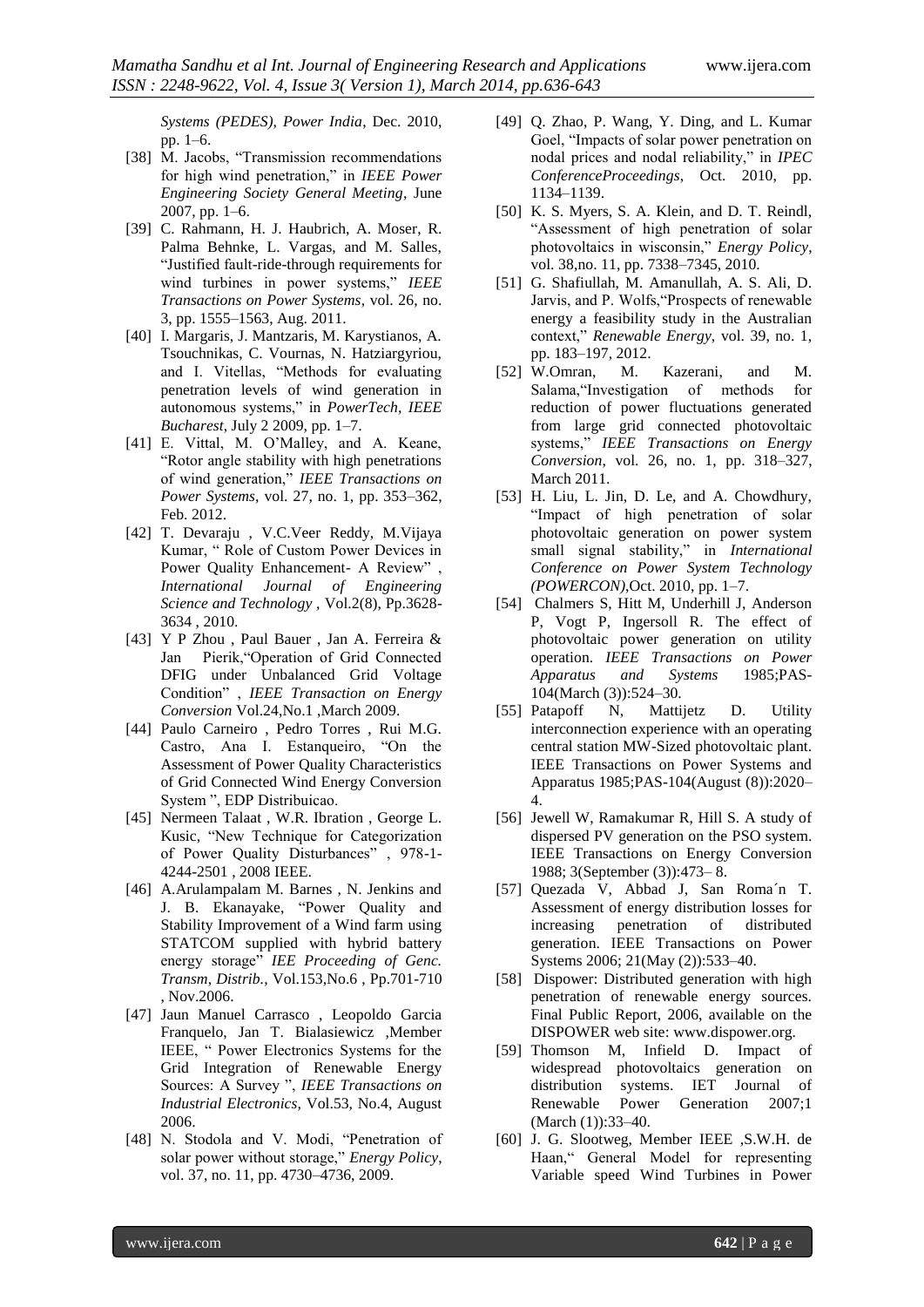*Systems (PEDES), Power India*, Dec. 2010, pp. 1–6.

- [38] M. Jacobs, "Transmission recommendations for high wind penetration," in *IEEE Power Engineering Society General Meeting*, June 2007, pp. 1–6.
- [39] C. Rahmann, H. J. Haubrich, A. Moser, R. Palma Behnke, L. Vargas, and M. Salles, "Justified fault-ride-through requirements for wind turbines in power systems," *IEEE Transactions on Power Systems*, vol. 26, no. 3, pp. 1555–1563, Aug. 2011.
- [40] I. Margaris, J. Mantzaris, M. Karystianos, A. Tsouchnikas, C. Vournas, N. Hatziargyriou, and I. Vitellas, "Methods for evaluating penetration levels of wind generation in autonomous systems," in *PowerTech, IEEE Bucharest*, July 2 2009, pp. 1–7.
- [41] E. Vittal, M. O'Malley, and A. Keane, "Rotor angle stability with high penetrations of wind generation," *IEEE Transactions on Power Systems*, vol. 27, no. 1, pp. 353–362, Feb. 2012.
- [42] T. Devaraju , V.C.Veer Reddy, M.Vijaya Kumar, " Role of Custom Power Devices in Power Quality Enhancement- A Review" , *International Journal of Engineering Science and Technology* , Vol.2(8), Pp.3628-3634 , 2010.
- [43] Y P Zhou , Paul Bauer , Jan A. Ferreira & Jan Pierik,"Operation of Grid Connected DFIG under Unbalanced Grid Voltage Condition" , *IEEE Transaction on Energy Conversion* Vol.24,No.1 ,March 2009.
- [44] Paulo Carneiro , Pedro Torres , Rui M.G. Castro, Ana I. Estanqueiro, "On the Assessment of Power Quality Characteristics of Grid Connected Wind Energy Conversion System ", EDP Distribuicao.
- [45] Nermeen Talaat , W.R. Ibration , George L. Kusic, "New Technique for Categorization of Power Quality Disturbances" , 978-1-4244-2501 , 2008 IEEE.
- [46] A.Arulampalam M. Barnes , N. Jenkins and J. B. Ekanayake, "Power Quality and Stability Improvement of a Wind farm using STATCOM supplied with hybrid battery energy storage" *IEE Proceeding of Genc. Transm, Distrib.*, Vol.153,No.6 , Pp.701-710 , Nov.2006.
- [47] Jaun Manuel Carrasco , Leopoldo Garcia Franquelo, Jan T. Bialasiewicz ,Member IEEE, " Power Electronics Systems for the Grid Integration of Renewable Energy Sources: A Survey ", *IEEE Transactions on Industrial Electronics*, Vol.53, No.4, August 2006.
- [48] N. Stodola and V. Modi, "Penetration of solar power without storage," *Energy Policy*, vol. 37, no. 11, pp. 4730–4736, 2009.
- [49] Q. Zhao, P. Wang, Y. Ding, and L. Kumar Goel, "Impacts of solar power penetration on nodal prices and nodal reliability," in *IPEC ConferenceProceedings*, Oct. 2010, pp. 1134–1139.
- [50] K. S. Myers, S. A. Klein, and D. T. Reindl, "Assessment of high penetration of solar photovoltaics in wisconsin," *Energy Policy*, vol. 38,no. 11, pp. 7338–7345, 2010.
- [51] G. Shafiullah, M. Amanullah, A. S. Ali, D. Jarvis, and P. Wolfs,"Prospects of renewable energy a feasibility study in the Australian context," *Renewable Energy*, vol. 39, no. 1, pp. 183–197, 2012.
- [52] W.Omran, M. Kazerani, and M. Salama,"Investigation of methods for reduction of power fluctuations generated from large grid connected photovoltaic systems," *IEEE Transactions on Energy Conversion*, vol. 26, no. 1, pp. 318–327, March 2011.
- [53] H. Liu, L. Jin, D. Le, and A. Chowdhury, "Impact of high penetration of solar photovoltaic generation on power system small signal stability," in *International Conference on Power System Technology (POWERCON)*,Oct. 2010, pp. 1–7.
- [54] Chalmers S, Hitt M, Underhill J, Anderson P, Vogt P, Ingersoll R. The effect of photovoltaic power generation on utility operation. *IEEE Transactions on Power Apparatus and Systems* 1985;PAS-104(March (3)):524–30.
- [55] Patapoff N, Mattijetz D. Utility interconnection experience with an operating central station MW-Sized photovoltaic plant. IEEE Transactions on Power Systems and Apparatus 1985;PAS-104(August (8)):2020–4.
- [56] Jewell W, Ramakumar R, Hill S. A study of dispersed PV generation on the PSO system. IEEE Transactions on Energy Conversion 1988; 3(September (3)):473– 8.
- [57] Quezada V, Abbad J, San Roma´n T. Assessment of energy distribution losses for increasing penetration of distributed generation. IEEE Transactions on Power Systems 2006; 21(May (2)):533–40.
- [58] Dispower: Distributed generation with high penetration of renewable energy sources. Final Public Report, 2006, available on the DISPOWER web site: www.dispower.org.
- [59] Thomson M, Infield D. Impact of widespread photovoltaics generation on distribution systems. IET Journal of Renewable Power Generation 2007;1 (March (1)):33–40.
- [60] J. G. Slootweg, Member IEEE ,S.W.H. de Haan," General Model for representing Variable speed Wind Turbines in Power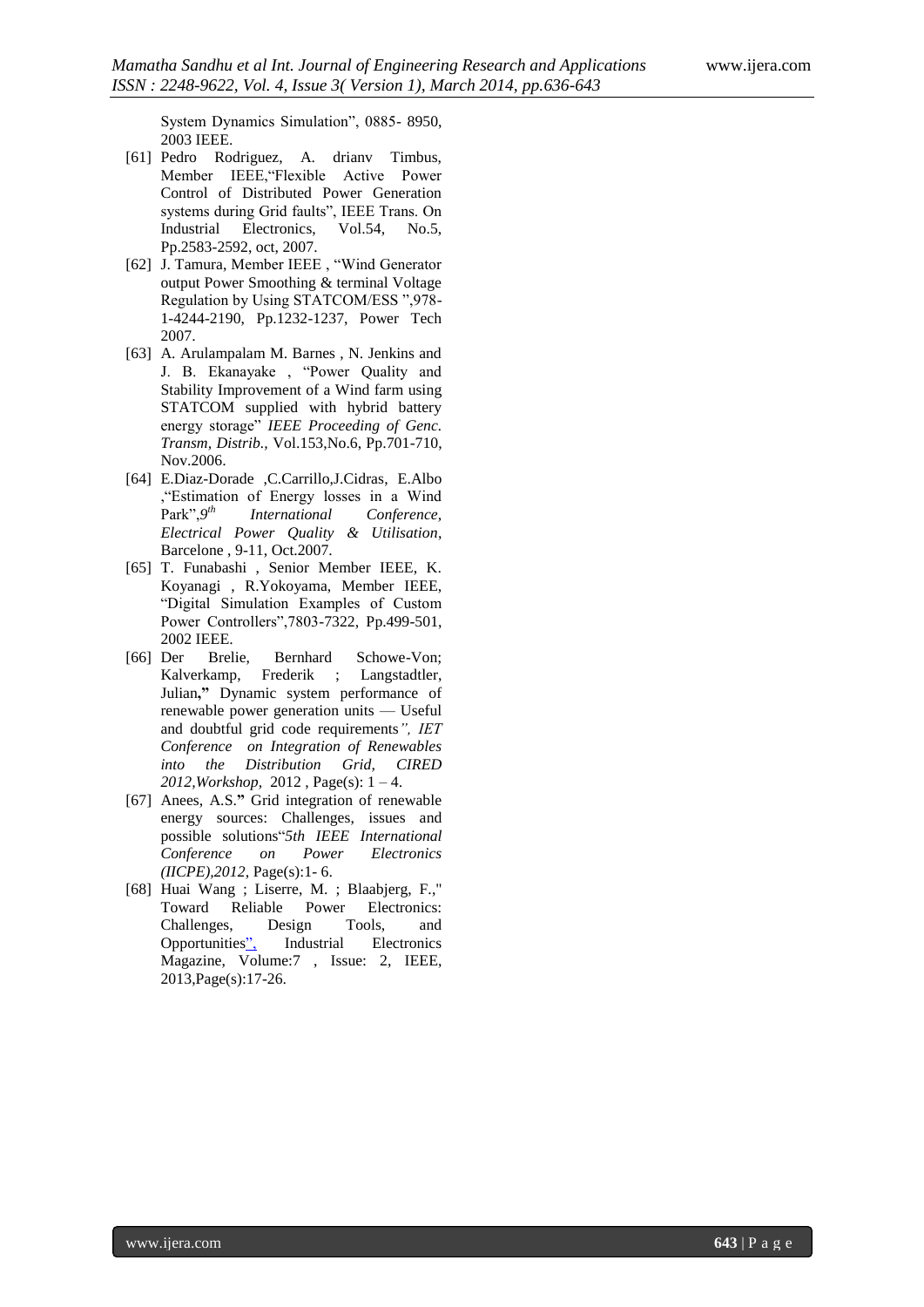System Dynamics Simulation", 0885- 8950, 2003 IEEE.

[61] Pedro Rodriguez, A. drianv Timbus, Member IEEE,"Flexible Active Power Control of Distributed Power Generation systems during Grid faults", IEEE Trans. On Industrial Electronics, Vol.54, No.5, Pp.2583-2592, oct, 2007.

[62] J. Tamura, Member IEEE , "Wind Generator output Power Smoothing & terminal Voltage Regulation by Using STATCOM/ESS ",978-1-4244-2190, Pp.1232-1237, Power Tech 2007.

[63] A. Arulampalam M. Barnes , N. Jenkins and J. B. Ekanayake , "Power Quality and Stability Improvement of a Wind farm using STATCOM supplied with hybrid battery energy storage" *IEEE Proceeding of Genc. Transm, Distrib.*, Vol.153,No.6, Pp.701-710, Nov.2006.

[64] E.Diaz-Dorade ,C.Carrillo,J.Cidras, E.Albo ,"Estimation of Energy losses in a Wind Park",*9th International Conference, Electrical Power Quality & Utilisation*, Barcelone , 9-11, Oct.2007.

[65] T. Funabashi , Senior Member IEEE, K. Koyanagi , R.Yokoyama, Member IEEE, "Digital Simulation Examples of Custom Power Controllers",7803-7322, Pp.499-501, 2002 IEEE.

[66] Der Brelie, Bernhard Schowe-Von; Kalverkamp, Frederik ; Langstadtler, Julian**,"** Dynamic system performance of renewable power generation units — Useful and doubtful grid code requirements*", IET Conference on Integration of Renewables into the Distribution Grid, CIRED 2012,Workshop*, 2012 , Page(s): 1 – 4.

[67] Anees, A.S.**"** Grid integration of renewable energy sources: Challenges, issues and possible solutions"*5th IEEE International Conference on Power Electronics (IICPE),2012*, Page(s):1- 6.

[68] Huai Wang ; Liserre, M. ; Blaabjerg, F.," Toward Reliable Power Electronics: Challenges, Design Tools, and Opportunities", Industrial Electronics Magazine, Volume:7 , Issue: 2, IEEE, 2013,Page(s):17-26.